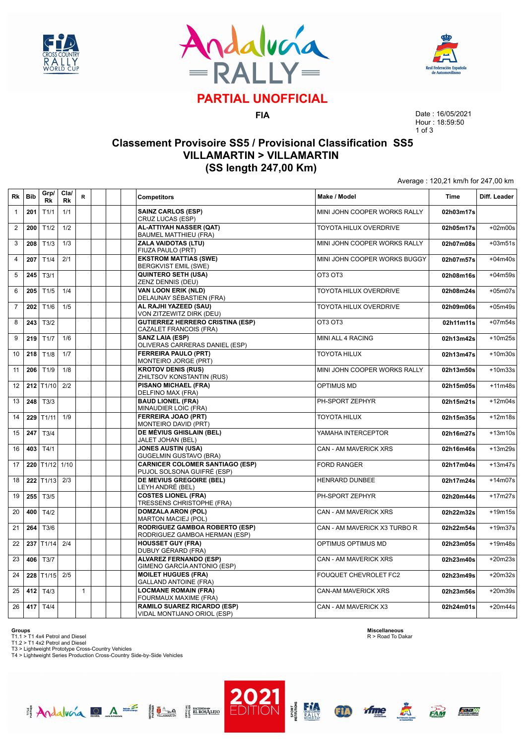# PARTIAL UNOFFICIAL

**FIA**

Date : 16/05/2021
Hour : 18:59:50

## Classement Provisoire SS5 / Provisional Classification SS5
## VILLAMARTIN > VILLAMARTIN
## (SS length 247,00 Km)

Average : 120,21 km/h for 247,00 km

| Rk | Bib | Grp/ Rk | Cla/ Rk | R | | | Competitors | Make / Model | Time | Diff. Leader |
|---|---|---|---|---|---|---|---|---|---|---|
| 1 | **201** | T1/1 | 1/1 | | | | **SAINZ CARLOS (ESP)** CRUZ LUCAS (ESP) | MINI JOHN COOPER WORKS RALLY | **02h03m17s** | |
| 2 | **200** | T1/2 | 1/2 | | | | **AL-ATTIYAH NASSER (QAT)** BAUMEL MATTHIEU (FRA) | TOYOTA HILUX OVERDRIVE | **02h05m17s** | +02m00s |
| 3 | **208** | T1/3 | 1/3 | | | | **ZALA VAIDOTAS (LTU)** FIUZA PAULO (PRT) | MINI JOHN COOPER WORKS RALLY | **02h07m08s** | +03m51s |
| 4 | **207** | T1/4 | 2/1 | | | | **EKSTROM MATTIAS (SWE)** BERGKVIST EMIL (SWE) | MINI JOHN COOPER WORKS BUGGY | **02h07m57s** | +04m40s |
| 5 | **245** | T3/1 | | | | | **QUINTERO SETH (USA)** ZENZ DENNIS (DEU) | OT3 OT3 | **02h08m16s** | +04m59s |
| 6 | **205** | T1/5 | 1/4 | | | | **VAN LOON ERIK (NLD)** DELAUNAY SÉBASTIEN (FRA) | TOYOTA HILUX OVERDRIVE | **02h08m24s** | +05m07s |
| 7 | **202** | T1/6 | 1/5 | | | | **AL RAJHI YAZEED (SAU)** VON ZITZEWITZ DIRK (DEU) | TOYOTA HILUX OVERDRIVE | **02h09m06s** | +05m49s |
| 8 | **243** | T3/2 | | | | | **GUTIERREZ HERRERO CRISTINA (ESP)** CAZALET FRANCOIS (FRA) | OT3 OT3 | **02h11m11s** | +07m54s |
| 9 | **219** | T1/7 | 1/6 | | | | **SANZ LAIA (ESP)** OLIVERAS CARRERAS DANIEL (ESP) | MINI ALL 4 RACING | **02h13m42s** | +10m25s |
| 10 | **218** | T1/8 | 1/7 | | | | **FERREIRA PAULO (PRT)** MONTEIRO JORGE (PRT) | TOYOTA HILUX | **02h13m47s** | +10m30s |
| 11 | **206** | T1/9 | 1/8 | | | | **KROTOV DENIS (RUS)** ZHILTSOV KONSTANTIN (RUS) | MINI JOHN COOPER WORKS RALLY | **02h13m50s** | +10m33s |
| 12 | **212** | T1/10 | 2/2 | | | | **PISANO MICHAEL (FRA)** DELFINO MAX (FRA) | OPTIMUS MD | **02h15m05s** | +11m48s |
| 13 | **248** | T3/3 | | | | | **BAUD LIONEL (FRA)** MINAUDIER LOIC (FRA) | PH-SPORT ZEPHYR | **02h15m21s** | +12m04s |
| 14 | **229** | T1/11 | 1/9 | | | | **FERREIRA JOAO (PRT)** MONTEIRO DAVID (PRT) | TOYOTA HILUX | **02h15m35s** | +12m18s |
| 15 | **247** | T3/4 | | | | | **DE MÉVIUS GHISLAIN (BEL)** JALET JOHAN (BEL) | YAMAHA INTERCEPTOR | **02h16m27s** | +13m10s |
| 16 | **403** | T4/1 | | | | | **JONES AUSTIN (USA)** GUGELMIN GUSTAVO (BRA) | CAN - AM MAVERICK XRS | **02h16m46s** | +13m29s |
| 17 | **220** | T1/12 | 1/10 | | | | **CARNICER COLOMER SANTIAGO (ESP)** PUJOL SOLSONA GUIFRÉ (ESP) | FORD RANGER | **02h17m04s** | +13m47s |
| 18 | **222** | T1/13 | 2/3 | | | | **DE MEVIUS GREGOIRE (BEL)** LEYH ANDRÉ (BEL) | HENRARD DUNBEE | **02h17m24s** | +14m07s |
| 19 | **255** | T3/5 | | | | | **COSTES LIONEL (FRA)** TRESSENS CHRISTOPHE (FRA) | PH-SPORT ZEPHYR | **02h20m44s** | +17m27s |
| 20 | **400** | T4/2 | | | | | **DOMZALA ARON (POL)** MARTON MACIEJ (POL) | CAN - AM MAVERICK XRS | **02h22m32s** | +19m15s |
| 21 | **264** | T3/6 | | | | | **RODRIGUEZ GAMBOA ROBERTO (ESP)** RODRIGUEZ GAMBOA HERMAN (ESP) | CAN - AM MAVERICK X3 TURBO R | **02h22m54s** | +19m37s |
| 22 | **237** | T1/14 | 2/4 | | | | **HOUSSET GUY (FRA)** DUBUY GÉRARD (FRA) | OPTIMUS OPTIMUS MD | **02h23m05s** | +19m48s |
| 23 | **406** | T3/7 | | | | | **ALVAREZ FERNANDO (ESP)** GIMENO GARCÍA ANTONIO (ESP) | CAN - AM MAVERICK XRS | **02h23m40s** | +20m23s |
| 24 | **228** | T1/15 | 2/5 | | | | **MOILET HUGUES (FRA)** GALLAND ANTOINE (FRA) | FOUQUET CHEVROLET FC2 | **02h23m49s** | +20m32s |
| 25 | **412** | T4/3 | | 1 | | | **LOCMANE ROMAIN (FRA)** FOURMAUX MAXIME (FRA) | CAN-AM MAVERICK XRS | **02h23m56s** | +20m39s |
| 26 | **417** | T4/4 | | | | | **RAMILO SUAREZ RICARDO (ESP)** VIDAL MONTIJANO ORIOL (ESP) | CAN - AM MAVERICK X3 | **02h24m01s** | +20m44s |

**Groups**
T1.1 > T1 4x4 Petrol and Diesel
T1.2 > T1 4x2 Petrol and Diesel
T3 > Lightweight Prototype Cross-Country Vehicles
T4 > Lightweight Series Production Cross-Country Side-by-Side Vehicles

**Miscellaneous**
R > Road To Dakar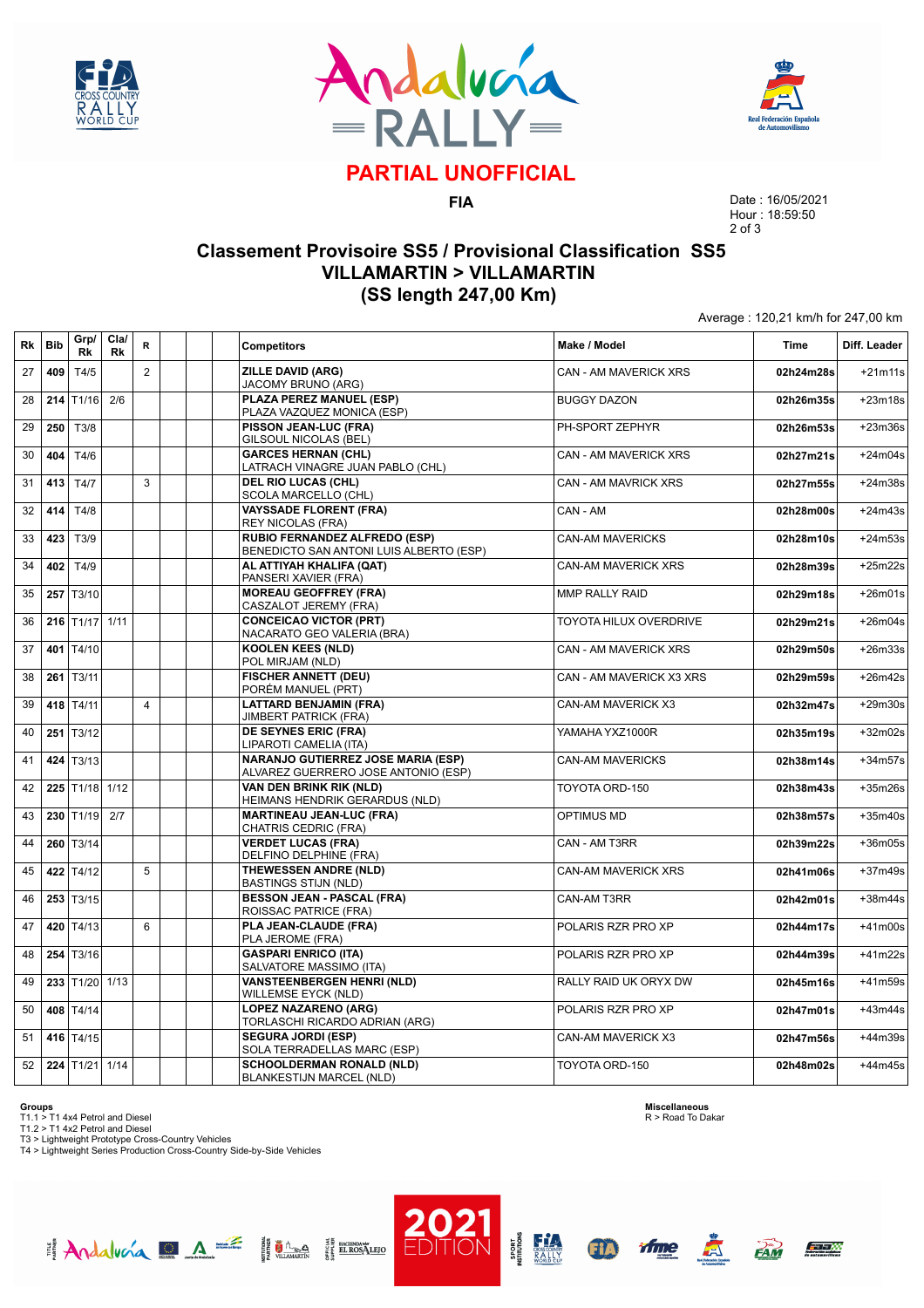# PARTIAL UNOFFICIAL

**FIA**

Date : 16/05/2021
Hour : 18:59:50

## Classement Provisoire SS5 / Provisional Classification SS5
## VILLAMARTIN > VILLAMARTIN
## (SS length 247,00 Km)

Average : 120,21 km/h for 247,00 km

| Rk | Bib | Grp/ Rk | Cla/ Rk | R | | | | Competitors | Make / Model | Time | Diff. Leader |
|---|---|---|---|---|---|---|---|---|---|---|---|
| 27 | 409 | T4/5 | | 2 | | | | **ZILLE DAVID (ARG)** JACOMY BRUNO (ARG) | CAN - AM MAVERICK XRS | 02h24m28s | +21m11s |
| 28 | 214 | T1/16 | 2/6 | | | | | **PLAZA PEREZ MANUEL (ESP)** PLAZA VAZQUEZ MONICA (ESP) | BUGGY DAZON | 02h26m35s | +23m18s |
| 29 | 250 | T3/8 | | | | | | **PISSON JEAN-LUC (FRA)** GILSOUL NICOLAS (BEL) | PH-SPORT ZEPHYR | 02h26m53s | +23m36s |
| 30 | 404 | T4/6 | | | | | | **GARCES HERNAN (CHL)** LATRACH VINAGRE JUAN PABLO (CHL) | CAN - AM MAVERICK XRS | 02h27m21s | +24m04s |
| 31 | 413 | T4/7 | | 3 | | | | **DEL RIO LUCAS (CHL)** SCOLA MARCELLO (CHL) | CAN - AM MAVRICK XRS | 02h27m55s | +24m38s |
| 32 | 414 | T4/8 | | | | | | **VAYSSADE FLORENT (FRA)** REY NICOLAS (FRA) | CAN - AM | 02h28m00s | +24m43s |
| 33 | 423 | T3/9 | | | | | | **RUBIO FERNANDEZ ALFREDO (ESP)** BENEDICTO SAN ANTONI LUIS ALBERTO (ESP) | CAN-AM MAVERICKS | 02h28m10s | +24m53s |
| 34 | 402 | T4/9 | | | | | | **AL ATTIYAH KHALIFA (QAT)** PANSERI XAVIER (FRA) | CAN-AM MAVERICK XRS | 02h28m39s | +25m22s |
| 35 | 257 | T3/10 | | | | | | **MOREAU GEOFFREY (FRA)** CASZALOT JEREMY (FRA) | MMP RALLY RAID | 02h29m18s | +26m01s |
| 36 | 216 | T1/17 | 1/11 | | | | | **CONCEICAO VICTOR (PRT)** NACARATO GEO VALERIA (BRA) | TOYOTA HILUX OVERDRIVE | 02h29m21s | +26m04s |
| 37 | 401 | T4/10 | | | | | | **KOOLEN KEES (NLD)** POL MIRJAM (NLD) | CAN - AM MAVERICK XRS | 02h29m50s | +26m33s |
| 38 | 261 | T3/11 | | | | | | **FISCHER ANNETT (DEU)** PORÉM MANUEL (PRT) | CAN - AM MAVERICK X3 XRS | 02h29m59s | +26m42s |
| 39 | 418 | T4/11 | | 4 | | | | **LATTARD BENJAMIN (FRA)** JIMBERT PATRICK (FRA) | CAN-AM MAVERICK X3 | 02h32m47s | +29m30s |
| 40 | 251 | T3/12 | | | | | | **DE SEYNES ERIC (FRA)** LIPAROTI CAMELIA (ITA) | YAMAHA YXZ1000R | 02h35m19s | +32m02s |
| 41 | 424 | T3/13 | | | | | | **NARANJO GUTIERREZ JOSE MARIA (ESP)** ALVAREZ GUERRERO JOSE ANTONIO (ESP) | CAN-AM MAVERICKS | 02h38m14s | +34m57s |
| 42 | 225 | T1/18 | 1/12 | | | | | **VAN DEN BRINK RIK (NLD)** HEIMANS HENDRIK GERARDUS (NLD) | TOYOTA ORD-150 | 02h38m43s | +35m26s |
| 43 | 230 | T1/19 | 2/7 | | | | | **MARTINEAU JEAN-LUC (FRA)** CHATRIS CEDRIC (FRA) | OPTIMUS MD | 02h38m57s | +35m40s |
| 44 | 260 | T3/14 | | | | | | **VERDET LUCAS (FRA)** DELFINO DELPHINE (FRA) | CAN - AM T3RR | 02h39m22s | +36m05s |
| 45 | 422 | T4/12 | | 5 | | | | **THEWESSEN ANDRE (NLD)** BASTINGS STIJN (NLD) | CAN-AM MAVERICK XRS | 02h41m06s | +37m49s |
| 46 | 253 | T3/15 | | | | | | **BESSON JEAN - PASCAL (FRA)** ROISSAC PATRICE (FRA) | CAN-AM T3RR | 02h42m01s | +38m44s |
| 47 | 420 | T4/13 | | 6 | | | | **PLA JEAN-CLAUDE (FRA)** PLA JEROME (FRA) | POLARIS RZR PRO XP | 02h44m17s | +41m00s |
| 48 | 254 | T3/16 | | | | | | **GASPARI ENRICO (ITA)** SALVATORE MASSIMO (ITA) | POLARIS RZR PRO XP | 02h44m39s | +41m22s |
| 49 | 233 | T1/20 | 1/13 | | | | | **VANSTEENBERGEN HENRI (NLD)** WILLEMSE EYCK (NLD) | RALLY RAID UK ORYX DW | 02h45m16s | +41m59s |
| 50 | 408 | T4/14 | | | | | | **LOPEZ NAZARENO (ARG)** TORLASCHI RICARDO ADRIAN (ARG) | POLARIS RZR PRO XP | 02h47m01s | +43m44s |
| 51 | 416 | T4/15 | | | | | | **SEGURA JORDI (ESP)** SOLA TERRADELLAS MARC (ESP) | CAN-AM MAVERICK X3 | 02h47m56s | +44m39s |
| 52 | 224 | T1/21 | 1/14 | | | | | **SCHOOLDERMAN RONALD (NLD)** BLANKESTIJN MARCEL (NLD) | TOYOTA ORD-150 | 02h48m02s | +44m45s |

**Groups**
T1.1 > T1 4x4 Petrol and Diesel
T1.2 > T1 4x2 Petrol and Diesel
T3 > Lightweight Prototype Cross-Country Vehicles
T4 > Lightweight Series Production Cross-Country Side-by-Side Vehicles

**Miscellaneous**
R > Road To Dakar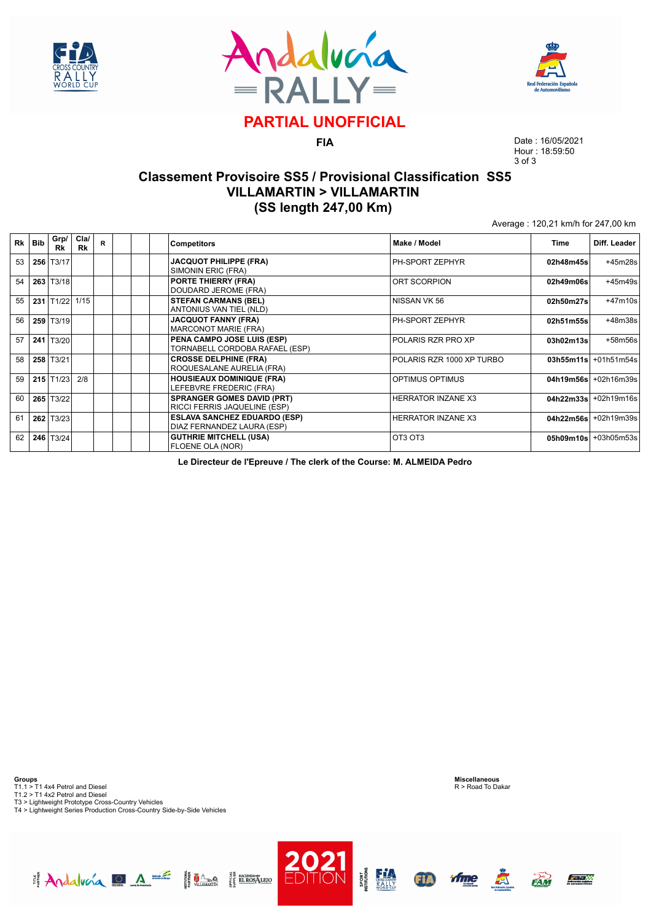## PARTIAL UNOFFICIAL

**FIA**

Date : 16/05/2021
Hour : 18:59:50

## Classement Provisoire SS5 / Provisional Classification SS5
## VILLAMARTIN > VILLAMARTIN
## (SS length 247,00 Km)

Average : 120,21 km/h for 247,00 km

| Rk | Bib | Grp/ Rk | Cla/ Rk | R | | | | Competitors | Make / Model | Time | Diff. Leader |
|---|---|---|---|---|---|---|---|---|---|---|---|
| 53 | **256** | T3/17 | | | | | | **JACQUOT PHILIPPE (FRA)** SIMONIN ERIC (FRA) | PH-SPORT ZEPHYR | **02h48m45s** | +45m28s |
| 54 | **263** | T3/18 | | | | | | **PORTE THIERRY (FRA)** DOUDARD JEROME (FRA) | ORT SCORPION | **02h49m06s** | +45m49s |
| 55 | **231** | T1/22 | 1/15 | | | | | **STEFAN CARMANS (BEL)** ANTONIUS VAN TIEL (NLD) | NISSAN VK 56 | **02h50m27s** | +47m10s |
| 56 | **259** | T3/19 | | | | | | **JACQUOT FANNY (FRA)** MARCONOT MARIE (FRA) | PH-SPORT ZEPHYR | **02h51m55s** | +48m38s |
| 57 | **241** | T3/20 | | | | | | **PENA CAMPO JOSE LUIS (ESP)** TORNABELL CORDOBA RAFAEL (ESP) | POLARIS RZR PRO XP | **03h02m13s** | +58m56s |
| 58 | **258** | T3/21 | | | | | | **CROSSE DELPHINE (FRA)** ROQUESALANE AURELIA (FRA) | POLARIS RZR 1000 XP TURBO | **03h55m11s** | +01h51m54s |
| 59 | **215** | T1/23 | 2/8 | | | | | **HOUSIEAUX DOMINIQUE (FRA)** LEFEBVRE FREDERIC (FRA) | OPTIMUS OPTIMUS | **04h19m56s** | +02h16m39s |
| 60 | **265** | T3/22 | | | | | | **SPRANGER GOMES DAVID (PRT)** RICCI FERRIS JAQUELINE (ESP) | HERRATOR INZANE X3 | **04h22m33s** | +02h19m16s |
| 61 | **262** | T3/23 | | | | | | **ESLAVA SANCHEZ EDUARDO (ESP)** DIAZ FERNANDEZ LAURA (ESP) | HERRATOR INZANE X3 | **04h22m56s** | +02h19m39s |
| 62 | **246** | T3/24 | | | | | | **GUTHRIE MITCHELL (USA)** FLOENE OLA (NOR) | OT3 OT3 | **05h09m10s** | +03h05m53s |

**Le Directeur de l'Epreuve / The clerk of the Course: M. ALMEIDA Pedro**

**Groups**
T1.1 > T1 4x4 Petrol and Diesel
T1.2 > T1 4x2 Petrol and Diesel
T3 > Lightweight Prototype Cross-Country Vehicles
T4 > Lightweight Series Production Cross-Country Side-by-Side Vehicles

**Miscellaneous**
R > Road To Dakar